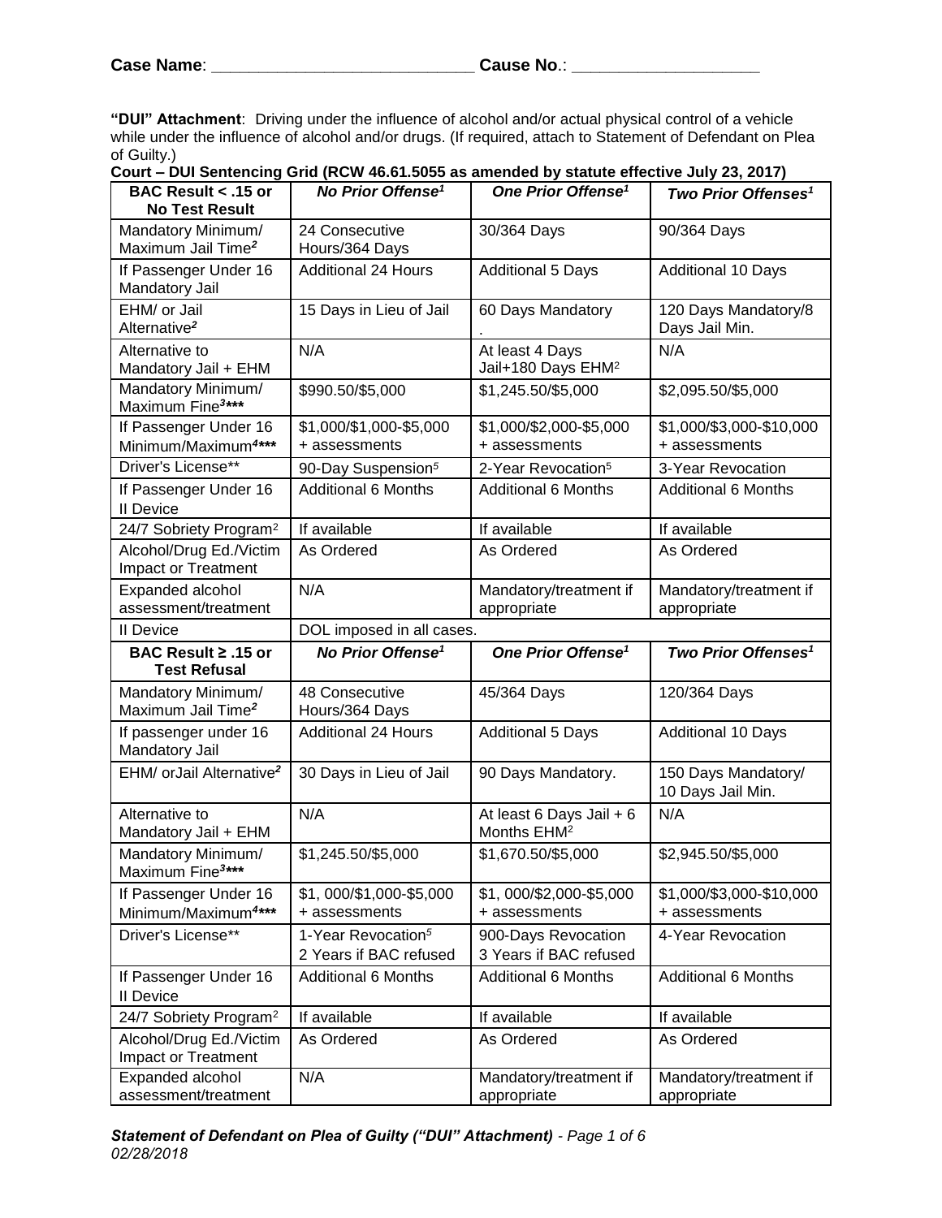**Case Name**: \_\_\_\_\_\_\_\_\_\_\_\_\_\_\_\_\_\_\_\_\_\_\_\_\_\_\_\_ **Cause No**.: \_\_\_\_\_\_\_\_\_\_\_\_\_\_\_\_\_\_\_\_

**"DUI" Attachment**: Driving under the influence of alcohol and/or actual physical control of a vehicle while under the influence of alcohol and/or drugs. (If required, attach to Statement of Defendant on Plea of Guilty.)

**Court – DUI Sentencing Grid (RCW 46.61.5055 as amended by statute effective July 23, 2017)**

| **BAC Result < .15 or No Test Result** | ***No Prior Offense[1]*** | ***One Prior Offense[1]*** | ***Two Prior Offenses[1]*** |
|---|---|---|---|
| Mandatory Minimum/ Maximum Jail Time***[2]*** | 24 Consecutive Hours/364 Days | 30/364 Days | 90/364 Days |
| If Passenger Under 16 Mandatory Jail | Additional 24 Hours | Additional 5 Days | Additional 10 Days |
| EHM/ or Jail Alternative***[2]*** | 15 Days in Lieu of Jail | 60 Days Mandatory . | 120 Days Mandatory/8 Days Jail Min. |
| Alternative to Mandatory Jail + EHM | N/A | At least 4 Days Jail+180 Days EHM[2] | N/A |
| Mandatory Minimum/ Maximum Fine***[3]**** | $990.50/$5,000 | $1,245.50/$5,000 | $2,095.50/$5,000 |
| If Passenger Under 16 Minimum/Maximum***[4]**** | $1,000/$1,000-$5,000 + assessments | $1,000/$2,000-$5,000 + assessments | $1,000/$3,000-$10,000 + assessments |
| Driver's License** | 90-Day Suspension[5] | 2-Year Revocation[5] | 3-Year Revocation |
| If Passenger Under 16 II Device | Additional 6 Months | Additional 6 Months | Additional 6 Months |
| 24/7 Sobriety Program[2] | If available | If available | If available |
| Alcohol/Drug Ed./Victim Impact or Treatment | As Ordered | As Ordered | As Ordered |
| Expanded alcohol assessment/treatment | N/A | Mandatory/treatment if appropriate | Mandatory/treatment if appropriate |
| II Device | DOL imposed in all cases. | | |
| **BAC Result ≥ .15 or Test Refusal** | ***No Prior Offense[1]*** | ***One Prior Offense[1]*** | ***Two Prior Offenses[1]*** |
| Mandatory Minimum/ Maximum Jail Time***[2]*** | 48 Consecutive Hours/364 Days | 45/364 Days | 120/364 Days |
| If passenger under 16 Mandatory Jail | Additional 24 Hours | Additional 5 Days | Additional 10 Days |
| EHM/ orJail Alternative***[2]*** | 30 Days in Lieu of Jail | 90 Days Mandatory. | 150 Days Mandatory/ 10 Days Jail Min. |
| Alternative to Mandatory Jail + EHM | N/A | At least 6 Days Jail + 6 Months EHM[2] | N/A |
| Mandatory Minimum/ Maximum Fine***[3]**** | $1,245.50/$5,000 | $1,670.50/$5,000 | $2,945.50/$5,000 |
| If Passenger Under 16 Minimum/Maximum***[4]**** | $1, 000/$1,000-$5,000 + assessments | $1, 000/$2,000-$5,000 + assessments | $1,000/$3,000-$10,000 + assessments |
| Driver's License** | 1-Year Revocation[5] 2 Years if BAC refused | 900-Days Revocation 3 Years if BAC refused | 4-Year Revocation |
| If Passenger Under 16 II Device | Additional 6 Months | Additional 6 Months | Additional 6 Months |
| 24/7 Sobriety Program[2] | If available | If available | If available |
| Alcohol/Drug Ed./Victim Impact or Treatment | As Ordered | As Ordered | As Ordered |
| Expanded alcohol assessment/treatment | N/A | Mandatory/treatment if appropriate | Mandatory/treatment if appropriate |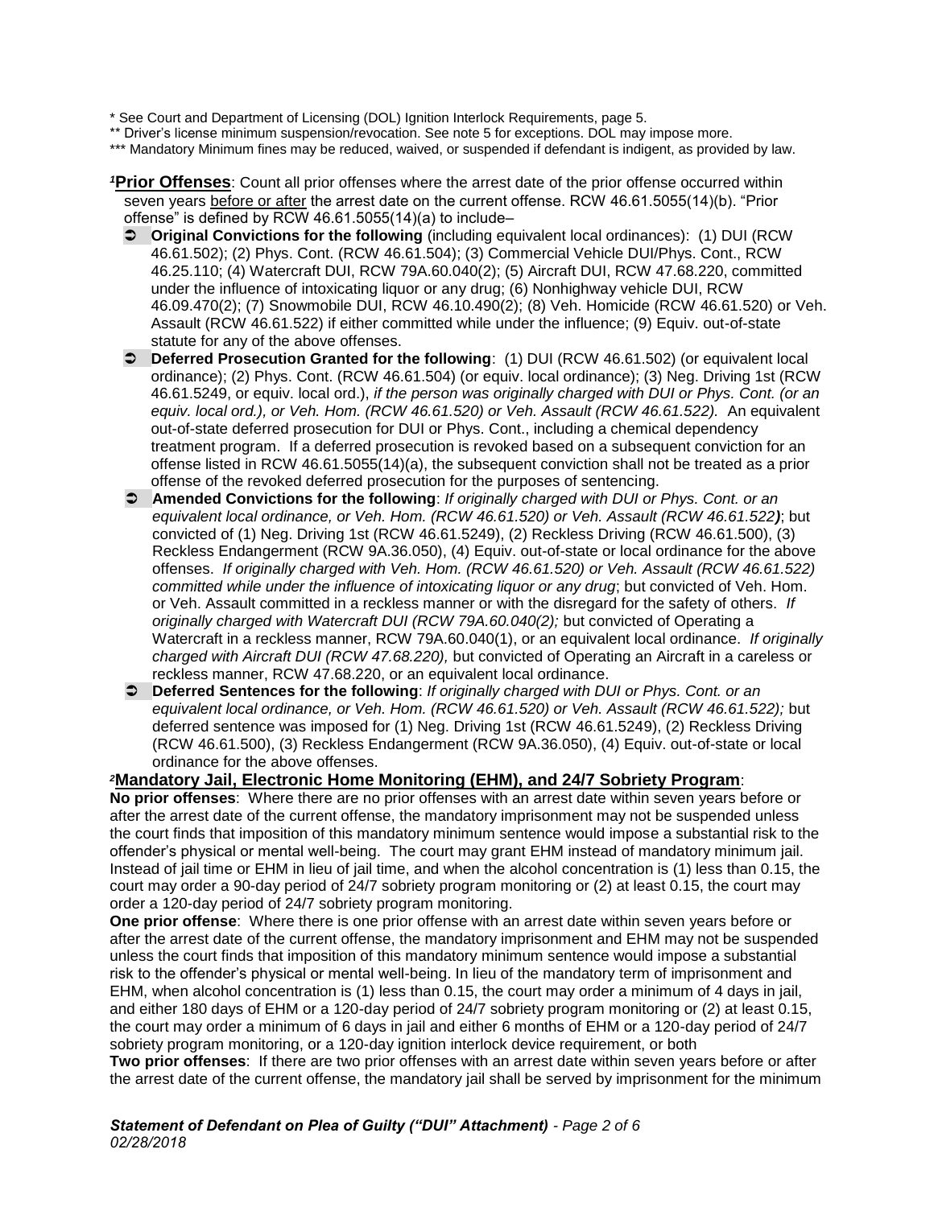* See Court and Department of Licensing (DOL) Ignition Interlock Requirements, page 5.

** Driver's license minimum suspension/revocation. See note 5 for exceptions. DOL may impose more.

*** Mandatory Minimum fines may be reduced, waived, or suspended if defendant is indigent, as provided by law.

[1]**Prior Offenses**: Count all prior offenses where the arrest date of the prior offense occurred within seven years before or after the arrest date on the current offense. RCW 46.61.5055(14)(b). "Prior offense" is defined by RCW 46.61.5055(14)(a) to include–

- **Original Convictions for the following** (including equivalent local ordinances): (1) DUI (RCW 46.61.502); (2) Phys. Cont. (RCW 46.61.504); (3) Commercial Vehicle DUI/Phys. Cont., RCW 46.25.110; (4) Watercraft DUI, RCW 79A.60.040(2); (5) Aircraft DUI, RCW 47.68.220, committed under the influence of intoxicating liquor or any drug; (6) Nonhighway vehicle DUI, RCW 46.09.470(2); (7) Snowmobile DUI, RCW 46.10.490(2); (8) Veh. Homicide (RCW 46.61.520) or Veh. Assault (RCW 46.61.522) if either committed while under the influence; (9) Equiv. out-of-state statute for any of the above offenses.
- **Deferred Prosecution Granted for the following**: (1) DUI (RCW 46.61.502) (or equivalent local ordinance); (2) Phys. Cont. (RCW 46.61.504) (or equiv. local ordinance); (3) Neg. Driving 1st (RCW 46.61.5249, or equiv. local ord.), *if the person was originally charged with DUI or Phys. Cont. (or an equiv. local ord.), or Veh. Hom. (RCW 46.61.520) or Veh. Assault (RCW 46.61.522).* An equivalent out-of-state deferred prosecution for DUI or Phys. Cont., including a chemical dependency treatment program. If a deferred prosecution is revoked based on a subsequent conviction for an offense listed in RCW 46.61.5055(14)(a), the subsequent conviction shall not be treated as a prior offense of the revoked deferred prosecution for the purposes of sentencing.
- **Amended Convictions for the following**: *If originally charged with DUI or Phys. Cont. or an equivalent local ordinance, or Veh. Hom. (RCW 46.61.520) or Veh. Assault (RCW 46.61.522)*; but convicted of (1) Neg. Driving 1st (RCW 46.61.5249), (2) Reckless Driving (RCW 46.61.500), (3) Reckless Endangerment (RCW 9A.36.050), (4) Equiv. out-of-state or local ordinance for the above offenses. *If originally charged with Veh. Hom. (RCW 46.61.520) or Veh. Assault (RCW 46.61.522) committed while under the influence of intoxicating liquor or any drug*; but convicted of Veh. Hom. or Veh. Assault committed in a reckless manner or with the disregard for the safety of others. *If originally charged with Watercraft DUI (RCW 79A.60.040(2);* but convicted of Operating a Watercraft in a reckless manner, RCW 79A.60.040(1), or an equivalent local ordinance. *If originally charged with Aircraft DUI (RCW 47.68.220),* but convicted of Operating an Aircraft in a careless or reckless manner, RCW 47.68.220, or an equivalent local ordinance.
- **Deferred Sentences for the following**: *If originally charged with DUI or Phys. Cont. or an equivalent local ordinance, or Veh. Hom. (RCW 46.61.520) or Veh. Assault (RCW 46.61.522);* but deferred sentence was imposed for (1) Neg. Driving 1st (RCW 46.61.5249), (2) Reckless Driving (RCW 46.61.500), (3) Reckless Endangerment (RCW 9A.36.050), (4) Equiv. out-of-state or local ordinance for the above offenses.

[2]**Mandatory Jail, Electronic Home Monitoring (EHM), and 24/7 Sobriety Program**:

**No prior offenses**: Where there are no prior offenses with an arrest date within seven years before or after the arrest date of the current offense, the mandatory imprisonment may not be suspended unless the court finds that imposition of this mandatory minimum sentence would impose a substantial risk to the offender's physical or mental well-being. The court may grant EHM instead of mandatory minimum jail. Instead of jail time or EHM in lieu of jail time, and when the alcohol concentration is (1) less than 0.15, the court may order a 90-day period of 24/7 sobriety program monitoring or (2) at least 0.15, the court may order a 120-day period of 24/7 sobriety program monitoring.

**One prior offense**: Where there is one prior offense with an arrest date within seven years before or after the arrest date of the current offense, the mandatory imprisonment and EHM may not be suspended unless the court finds that imposition of this mandatory minimum sentence would impose a substantial risk to the offender's physical or mental well-being. In lieu of the mandatory term of imprisonment and EHM, when alcohol concentration is (1) less than 0.15, the court may order a minimum of 4 days in jail, and either 180 days of EHM or a 120-day period of 24/7 sobriety program monitoring or (2) at least 0.15, the court may order a minimum of 6 days in jail and either 6 months of EHM or a 120-day period of 24/7 sobriety program monitoring, or a 120-day ignition interlock device requirement, or both

**Two prior offenses**: If there are two prior offenses with an arrest date within seven years before or after the arrest date of the current offense, the mandatory jail shall be served by imprisonment for the minimum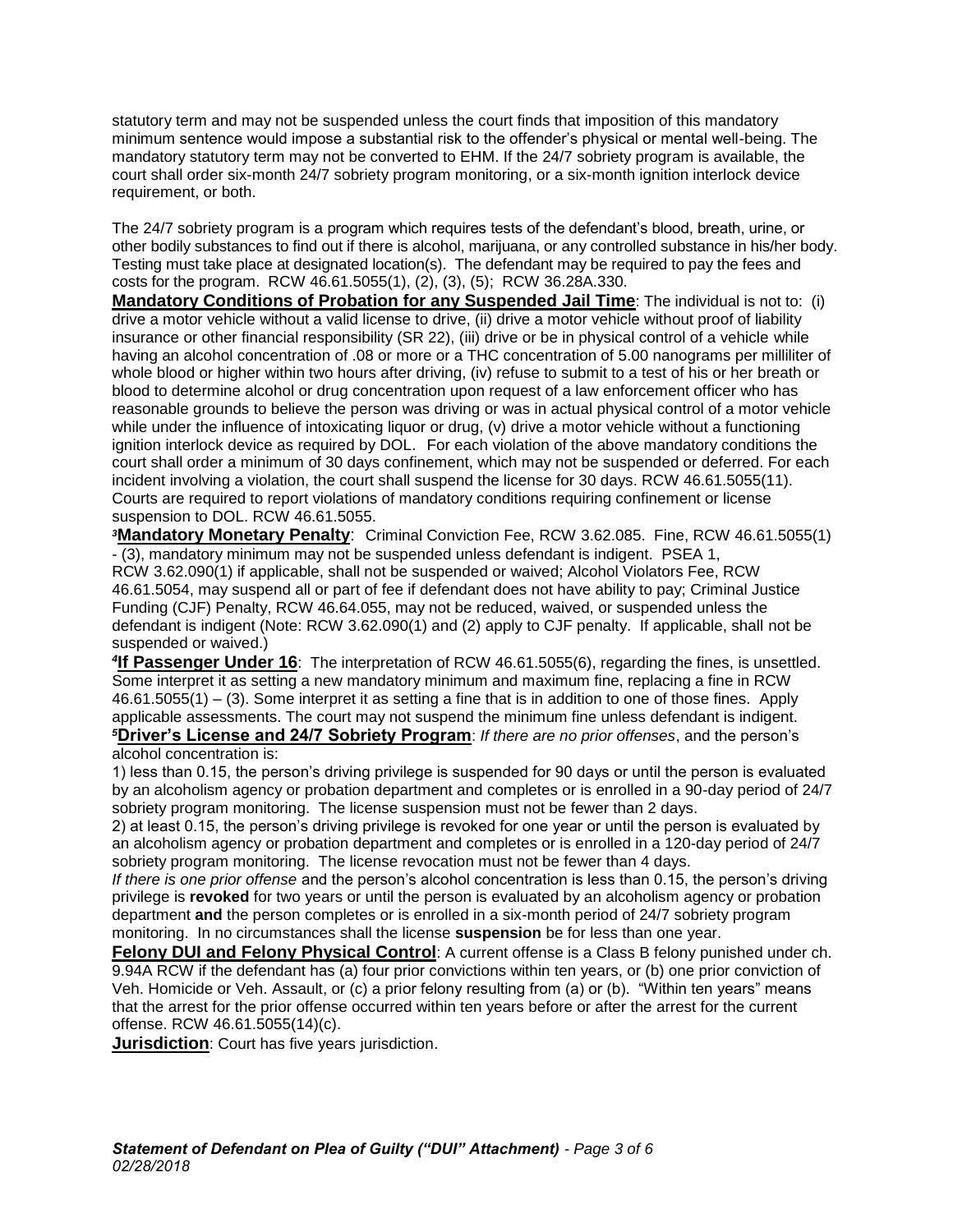statutory term and may not be suspended unless the court finds that imposition of this mandatory minimum sentence would impose a substantial risk to the offender's physical or mental well-being. The mandatory statutory term may not be converted to EHM. If the 24/7 sobriety program is available, the court shall order six-month 24/7 sobriety program monitoring, or a six-month ignition interlock device requirement, or both.

The 24/7 sobriety program is a program which requires tests of the defendant's blood, breath, urine, or other bodily substances to find out if there is alcohol, marijuana, or any controlled substance in his/her body. Testing must take place at designated location(s). The defendant may be required to pay the fees and costs for the program. RCW 46.61.5055(1), (2), (3), (5); RCW 36.28A.330.

**Mandatory Conditions of Probation for any Suspended Jail Time**: The individual is not to: (i) drive a motor vehicle without a valid license to drive, (ii) drive a motor vehicle without proof of liability insurance or other financial responsibility (SR 22), (iii) drive or be in physical control of a vehicle while having an alcohol concentration of .08 or more or a THC concentration of 5.00 nanograms per milliliter of whole blood or higher within two hours after driving, (iv) refuse to submit to a test of his or her breath or blood to determine alcohol or drug concentration upon request of a law enforcement officer who has reasonable grounds to believe the person was driving or was in actual physical control of a motor vehicle while under the influence of intoxicating liquor or drug, (v) drive a motor vehicle without a functioning ignition interlock device as required by DOL. For each violation of the above mandatory conditions the court shall order a minimum of 30 days confinement, which may not be suspended or deferred. For each incident involving a violation, the court shall suspend the license for 30 days. RCW 46.61.5055(11). Courts are required to report violations of mandatory conditions requiring confinement or license suspension to DOL. RCW 46.61.5055.

[3]**Mandatory Monetary Penalty**: Criminal Conviction Fee, RCW 3.62.085. Fine, RCW 46.61.5055(1) - (3), mandatory minimum may not be suspended unless defendant is indigent. PSEA 1, RCW 3.62.090(1) if applicable, shall not be suspended or waived; Alcohol Violators Fee, RCW 46.61.5054, may suspend all or part of fee if defendant does not have ability to pay; Criminal Justice Funding (CJF) Penalty, RCW 46.64.055, may not be reduced, waived, or suspended unless the defendant is indigent (Note: RCW 3.62.090(1) and (2) apply to CJF penalty. If applicable, shall not be suspended or waived.)

[4]**If Passenger Under 16**: The interpretation of RCW 46.61.5055(6), regarding the fines, is unsettled. Some interpret it as setting a new mandatory minimum and maximum fine, replacing a fine in RCW 46.61.5055(1) – (3). Some interpret it as setting a fine that is in addition to one of those fines. Apply applicable assessments. The court may not suspend the minimum fine unless defendant is indigent.

[5]**Driver's License and 24/7 Sobriety Program**: *If there are no prior offenses*, and the person's alcohol concentration is:

1) less than 0.15, the person's driving privilege is suspended for 90 days or until the person is evaluated by an alcoholism agency or probation department and completes or is enrolled in a 90-day period of 24/7 sobriety program monitoring. The license suspension must not be fewer than 2 days.

2) at least 0.15, the person's driving privilege is revoked for one year or until the person is evaluated by an alcoholism agency or probation department and completes or is enrolled in a 120-day period of 24/7 sobriety program monitoring. The license revocation must not be fewer than 4 days.

*If there is one prior offense* and the person's alcohol concentration is less than 0.15, the person's driving privilege is **revoked** for two years or until the person is evaluated by an alcoholism agency or probation department **and** the person completes or is enrolled in a six-month period of 24/7 sobriety program monitoring. In no circumstances shall the license **suspension** be for less than one year.

**Felony DUI and Felony Physical Control**: A current offense is a Class B felony punished under ch. 9.94A RCW if the defendant has (a) four prior convictions within ten years, or (b) one prior conviction of Veh. Homicide or Veh. Assault, or (c) a prior felony resulting from (a) or (b). "Within ten years" means that the arrest for the prior offense occurred within ten years before or after the arrest for the current offense. RCW 46.61.5055(14)(c).

**Jurisdiction**: Court has five years jurisdiction.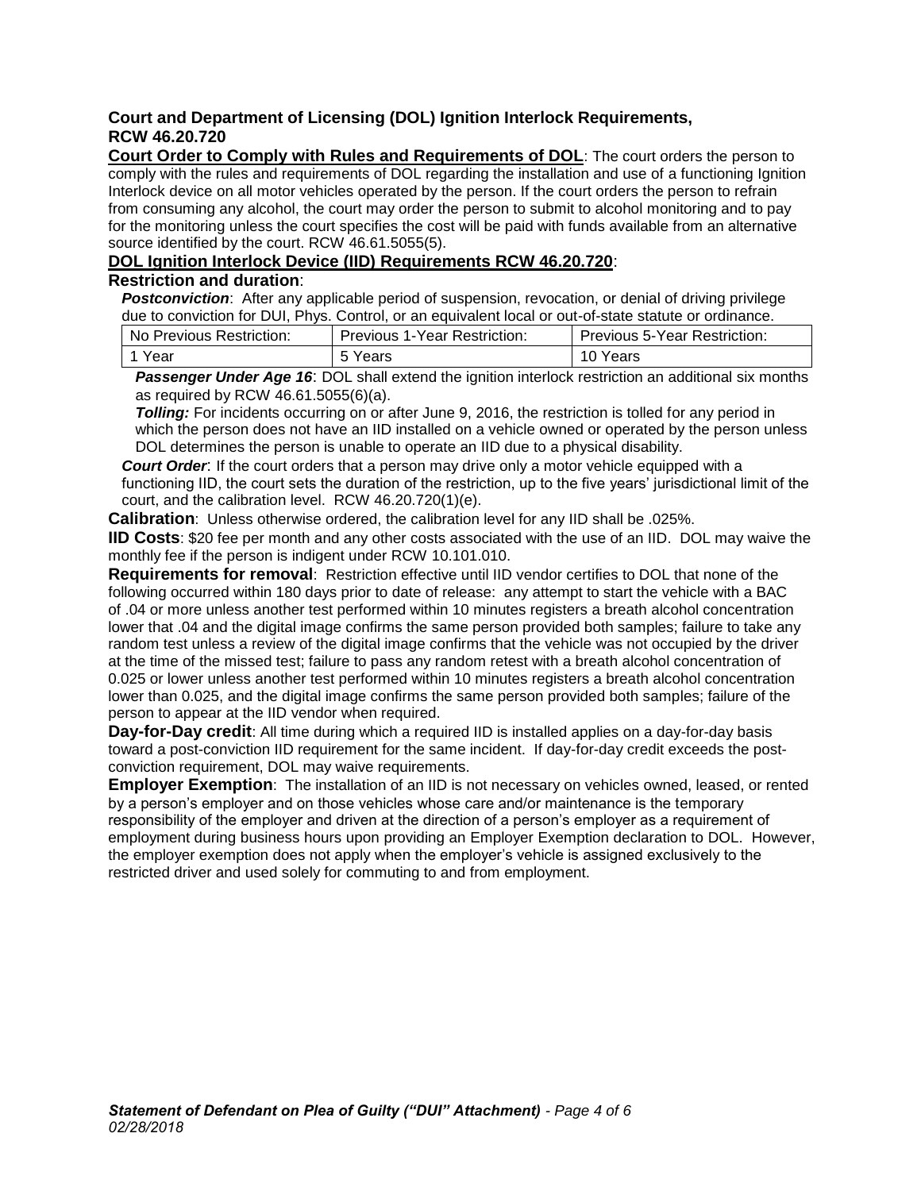## Court and Department of Licensing (DOL) Ignition Interlock Requirements, RCW 46.20.720

**Court Order to Comply with Rules and Requirements of DOL**: The court orders the person to comply with the rules and requirements of DOL regarding the installation and use of a functioning Ignition Interlock device on all motor vehicles operated by the person. If the court orders the person to refrain from consuming any alcohol, the court may order the person to submit to alcohol monitoring and to pay for the monitoring unless the court specifies the cost will be paid with funds available from an alternative source identified by the court. RCW 46.61.5055(5).

**DOL Ignition Interlock Device (IID) Requirements RCW 46.20.720**:

**Restriction and duration**:

***Postconviction***: After any applicable period of suspension, revocation, or denial of driving privilege due to conviction for DUI, Phys. Control, or an equivalent local or out-of-state statute or ordinance.

| No Previous Restriction: | Previous 1-Year Restriction: | Previous 5-Year Restriction: |
|---|---|---|
| 1 Year | 5 Years | 10 Years |

***Passenger Under Age 16***: DOL shall extend the ignition interlock restriction an additional six months as required by RCW 46.61.5055(6)(a).

***Tolling:*** For incidents occurring on or after June 9, 2016, the restriction is tolled for any period in which the person does not have an IID installed on a vehicle owned or operated by the person unless DOL determines the person is unable to operate an IID due to a physical disability.

***Court Order***: If the court orders that a person may drive only a motor vehicle equipped with a functioning IID, the court sets the duration of the restriction, up to the five years' jurisdictional limit of the court, and the calibration level. RCW 46.20.720(1)(e).

**Calibration**: Unless otherwise ordered, the calibration level for any IID shall be .025%.

**IID Costs**: $20 fee per month and any other costs associated with the use of an IID. DOL may waive the monthly fee if the person is indigent under RCW 10.101.010.

**Requirements for removal**: Restriction effective until IID vendor certifies to DOL that none of the following occurred within 180 days prior to date of release: any attempt to start the vehicle with a BAC of .04 or more unless another test performed within 10 minutes registers a breath alcohol concentration lower that .04 and the digital image confirms the same person provided both samples; failure to take any random test unless a review of the digital image confirms that the vehicle was not occupied by the driver at the time of the missed test; failure to pass any random retest with a breath alcohol concentration of 0.025 or lower unless another test performed within 10 minutes registers a breath alcohol concentration lower than 0.025, and the digital image confirms the same person provided both samples; failure of the person to appear at the IID vendor when required.

**Day-for-Day credit**: All time during which a required IID is installed applies on a day-for-day basis toward a post-conviction IID requirement for the same incident. If day-for-day credit exceeds the post-conviction requirement, DOL may waive requirements.

**Employer Exemption**: The installation of an IID is not necessary on vehicles owned, leased, or rented by a person's employer and on those vehicles whose care and/or maintenance is the temporary responsibility of the employer and driven at the direction of a person's employer as a requirement of employment during business hours upon providing an Employer Exemption declaration to DOL. However, the employer exemption does not apply when the employer's vehicle is assigned exclusively to the restricted driver and used solely for commuting to and from employment.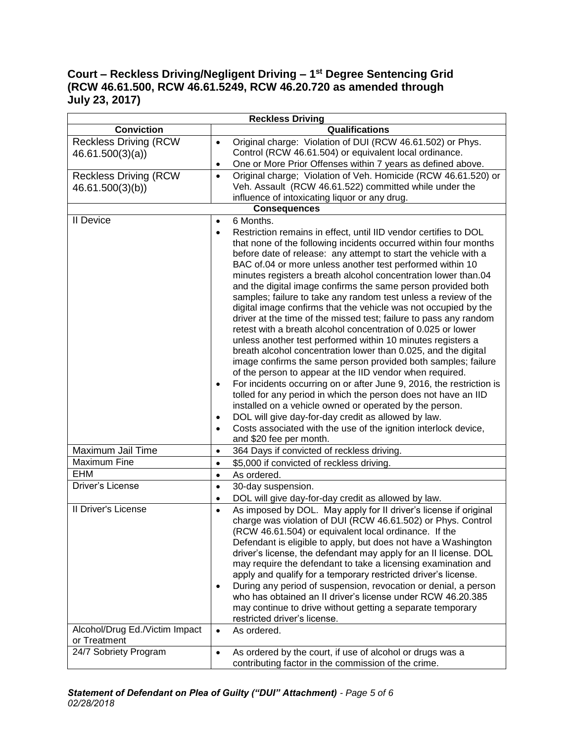## Court – Reckless Driving/Negligent Driving – 1st Degree Sentencing Grid (RCW 46.61.500, RCW 46.61.5249, RCW 46.20.720 as amended through July 23, 2017)

| Reckless Driving | |
|---|---|
| **Conviction** | **Qualifications** |
| Reckless Driving (RCW 46.61.500(3)(a)) | • Original charge: Violation of DUI (RCW 46.61.502) or Phys. Control (RCW 46.61.504) or equivalent local ordinance.<br>• One or More Prior Offenses within 7 years as defined above. |
| Reckless Driving (RCW 46.61.500(3)(b)) | • Original charge; Violation of Veh. Homicide (RCW 46.61.520) or Veh. Assault (RCW 46.61.522) committed while under the influence of intoxicating liquor or any drug. |
| **Consequences** | |
| II Device | • 6 Months.<br>• Restriction remains in effect, until IID vendor certifies to DOL that none of the following incidents occurred within four months before date of release: any attempt to start the vehicle with a BAC of.04 or more unless another test performed within 10 minutes registers a breath alcohol concentration lower than.04 and the digital image confirms the same person provided both samples; failure to take any random test unless a review of the digital image confirms that the vehicle was not occupied by the driver at the time of the missed test; failure to pass any random retest with a breath alcohol concentration of 0.025 or lower unless another test performed within 10 minutes registers a breath alcohol concentration lower than 0.025, and the digital image confirms the same person provided both samples; failure of the person to appear at the IID vendor when required.<br>• For incidents occurring on or after June 9, 2016, the restriction is tolled for any period in which the person does not have an IID installed on a vehicle owned or operated by the person.<br>• DOL will give day-for-day credit as allowed by law.<br>• Costs associated with the use of the ignition interlock device, and $20 fee per month. |
| Maximum Jail Time | • 364 Days if convicted of reckless driving. |
| Maximum Fine | • $5,000 if convicted of reckless driving. |
| EHM | • As ordered. |
| Driver's License | • 30-day suspension.<br>• DOL will give day-for-day credit as allowed by law. |
| II Driver's License | • As imposed by DOL. May apply for II driver's license if original charge was violation of DUI (RCW 46.61.502) or Phys. Control (RCW 46.61.504) or equivalent local ordinance. If the Defendant is eligible to apply, but does not have a Washington driver's license, the defendant may apply for an II license. DOL may require the defendant to take a licensing examination and apply and qualify for a temporary restricted driver's license.<br>• During any period of suspension, revocation or denial, a person who has obtained an II driver's license under RCW 46.20.385 may continue to drive without getting a separate temporary restricted driver's license. |
| Alcohol/Drug Ed./Victim Impact or Treatment | • As ordered. |
| 24/7 Sobriety Program | • As ordered by the court, if use of alcohol or drugs was a contributing factor in the commission of the crime. |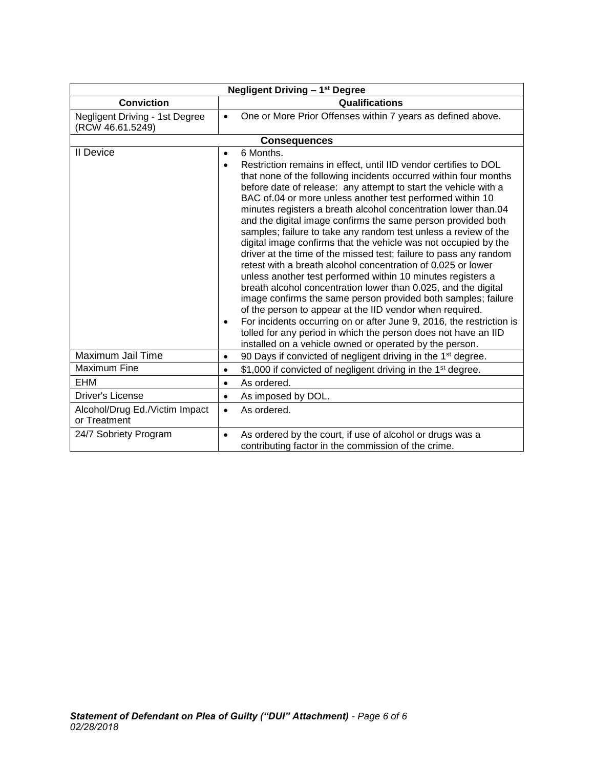| Negligent Driving – 1st Degree | |
|---|---|
| **Conviction** | **Qualifications** |
| Negligent Driving - 1st Degree (RCW 46.61.5249) | • One or More Prior Offenses within 7 years as defined above. |
| **Consequences** | |
| II Device | • 6 Months. <br> • Restriction remains in effect, until IID vendor certifies to DOL that none of the following incidents occurred within four months before date of release: any attempt to start the vehicle with a BAC of.04 or more unless another test performed within 10 minutes registers a breath alcohol concentration lower than.04 and the digital image confirms the same person provided both samples; failure to take any random test unless a review of the digital image confirms that the vehicle was not occupied by the driver at the time of the missed test; failure to pass any random retest with a breath alcohol concentration of 0.025 or lower unless another test performed within 10 minutes registers a breath alcohol concentration lower than 0.025, and the digital image confirms the same person provided both samples; failure of the person to appear at the IID vendor when required. <br> • For incidents occurring on or after June 9, 2016, the restriction is tolled for any period in which the person does not have an IID installed on a vehicle owned or operated by the person. |
| Maximum Jail Time | • 90 Days if convicted of negligent driving in the 1st degree. |
| Maximum Fine | • $1,000 if convicted of negligent driving in the 1st degree. |
| EHM | • As ordered. |
| Driver's License | • As imposed by DOL. |
| Alcohol/Drug Ed./Victim Impact or Treatment | • As ordered. |
| 24/7 Sobriety Program | • As ordered by the court, if use of alcohol or drugs was a contributing factor in the commission of the crime. |